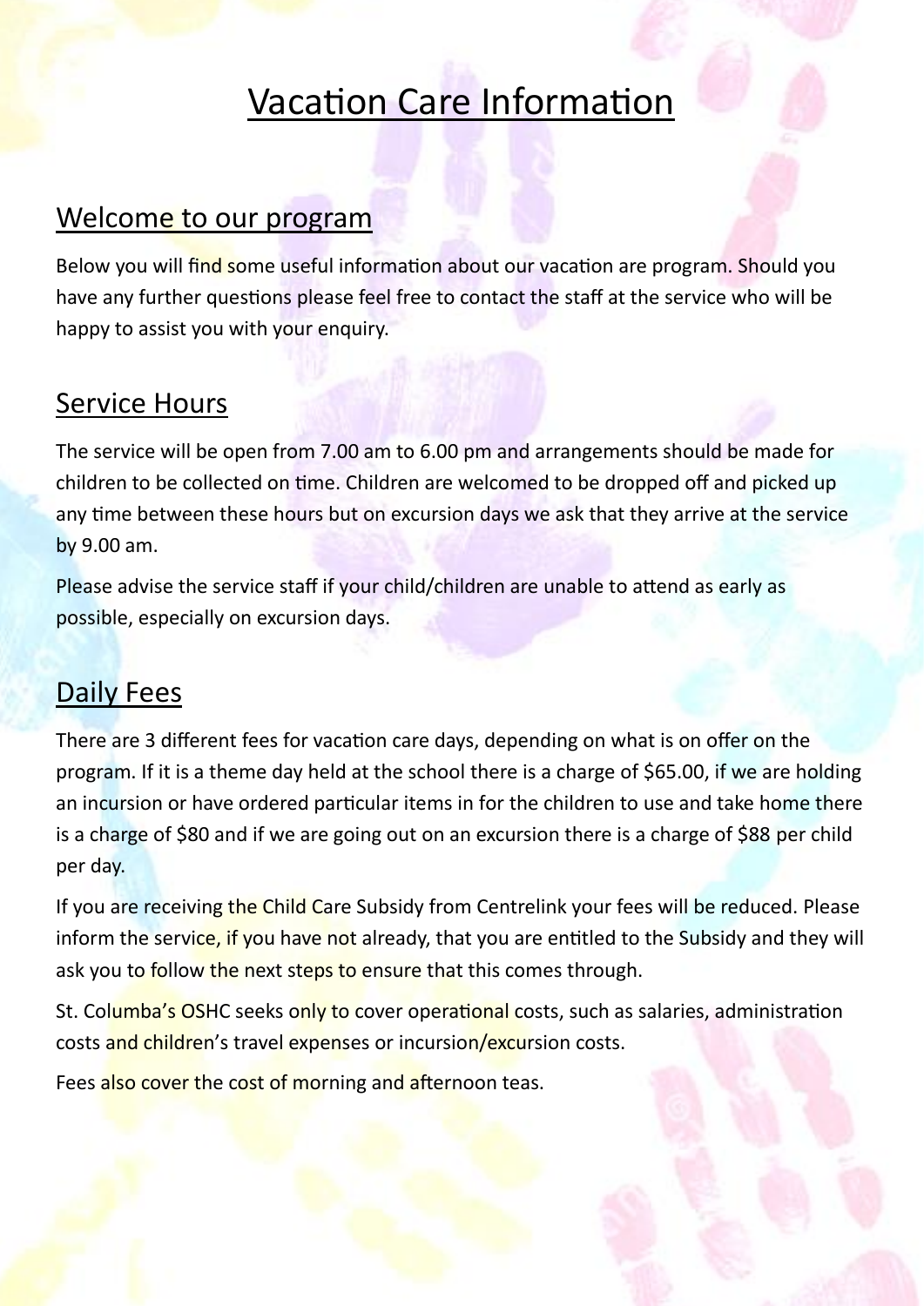# Vacation Care Information

## Welcome to our program

Below you will find some useful information about our vacation are program. Should you have any further questions please feel free to contact the staff at the service who will be happy to assist you with your enquiry.

## Service Hours

The service will be open from 7.00 am to 6.00 pm and arrangements should be made for children to be collected on time. Children are welcomed to be dropped off and picked up any time between these hours but on excursion days we ask that they arrive at the service by 9.00 am.

Please advise the service staff if your child/children are unable to attend as early as possible, especially on excursion days.

## Daily Fees

There are 3 different fees for vacation care days, depending on what is on offer on the program. If it is a theme day held at the school there is a charge of $65.00, if we are holding an incursion or have ordered particular items in for the children to use and take home there is a charge of $80 and if we are going out on an excursion there is a charge of $88 per child per day.

If you are receiving the Child Care Subsidy from Centrelink your fees will be reduced. Please inform the service, if you have not already, that you are entitled to the Subsidy and they will ask you to follow the next steps to ensure that this comes through.

St. Columba's OSHC seeks only to cover operational costs, such as salaries, administration costs and children's travel expenses or incursion/excursion costs.

Fees also cover the cost of morning and afternoon teas.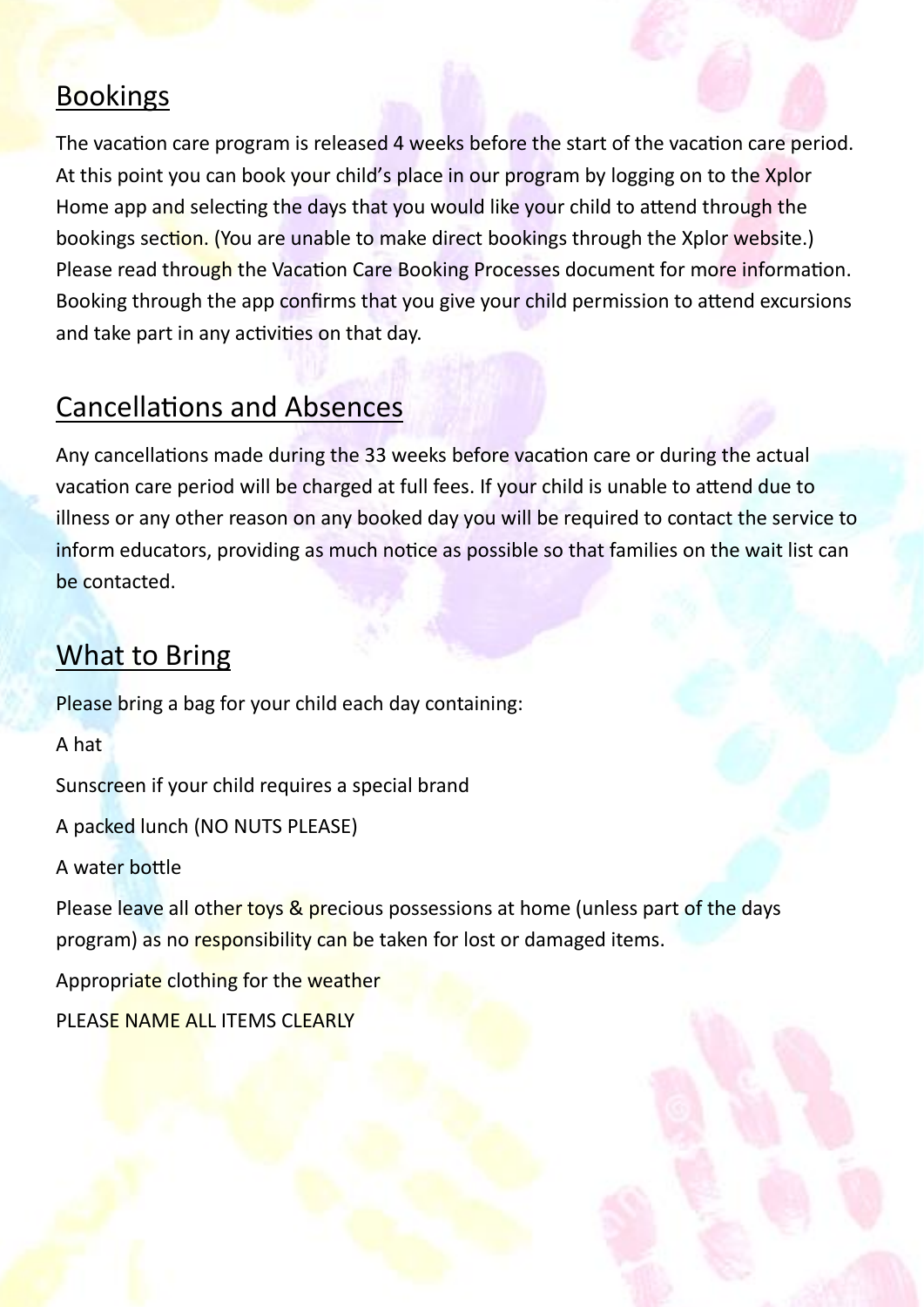## Bookings

The vacation care program is released 4 weeks before the start of the vacation care period. At this point you can book your child's place in our program by logging on to the Xplor Home app and selecting the days that you would like your child to attend through the bookings section. (You are unable to make direct bookings through the Xplor website.) Please read through the Vacation Care Booking Processes document for more information. Booking through the app confirms that you give your child permission to attend excursions and take part in any activities on that day.

## Cancellations and Absences

Any cancellations made during the 33 weeks before vacation care or during the actual vacation care period will be charged at full fees. If your child is unable to attend due to illness or any other reason on any booked day you will be required to contact the service to inform educators, providing as much notice as possible so that families on the wait list can be contacted.

## What to Bring

Please bring a bag for your child each day containing:

A hat

Sunscreen if your child requires a special brand

A packed lunch (NO NUTS PLEASE)

A water bottle

Please leave all other toys & precious possessions at home (unless part of the days program) as no responsibility can be taken for lost or damaged items.

Appropriate clothing for the weather

PLEASE NAME ALL ITEMS CLEARLY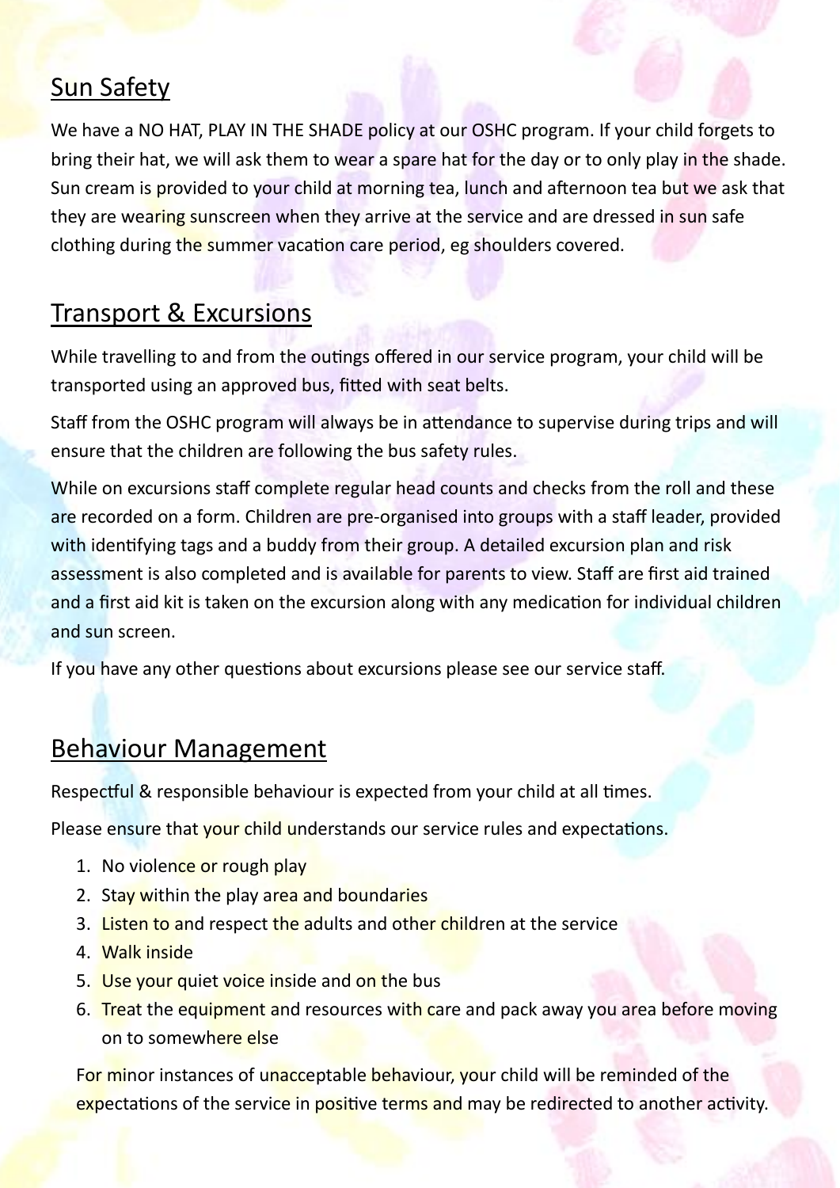## Sun Safety

We have a NO HAT, PLAY IN THE SHADE policy at our OSHC program. If your child forgets to bring their hat, we will ask them to wear a spare hat for the day or to only play in the shade. Sun cream is provided to your child at morning tea, lunch and afternoon tea but we ask that they are wearing sunscreen when they arrive at the service and are dressed in sun safe clothing during the summer vacation care period, eg shoulders covered.

## Transport & Excursions

While travelling to and from the outings offered in our service program, your child will be transported using an approved bus, fitted with seat belts.

Staff from the OSHC program will always be in attendance to supervise during trips and will ensure that the children are following the bus safety rules.

While on excursions staff complete regular head counts and checks from the roll and these are recorded on a form. Children are pre-organised into groups with a staff leader, provided with identifying tags and a buddy from their group. A detailed excursion plan and risk assessment is also completed and is available for parents to view. Staff are first aid trained and a first aid kit is taken on the excursion along with any medication for individual children and sun screen.

If you have any other questions about excursions please see our service staff.

## Behaviour Management

Respectful & responsible behaviour is expected from your child at all times.

Please ensure that your child understands our service rules and expectations.

1. No violence or rough play
2. Stay within the play area and boundaries
3. Listen to and respect the adults and other children at the service
4. Walk inside
5. Use your quiet voice inside and on the bus
6. Treat the equipment and resources with care and pack away you area before moving on to somewhere else

For minor instances of unacceptable behaviour, your child will be reminded of the expectations of the service in positive terms and may be redirected to another activity.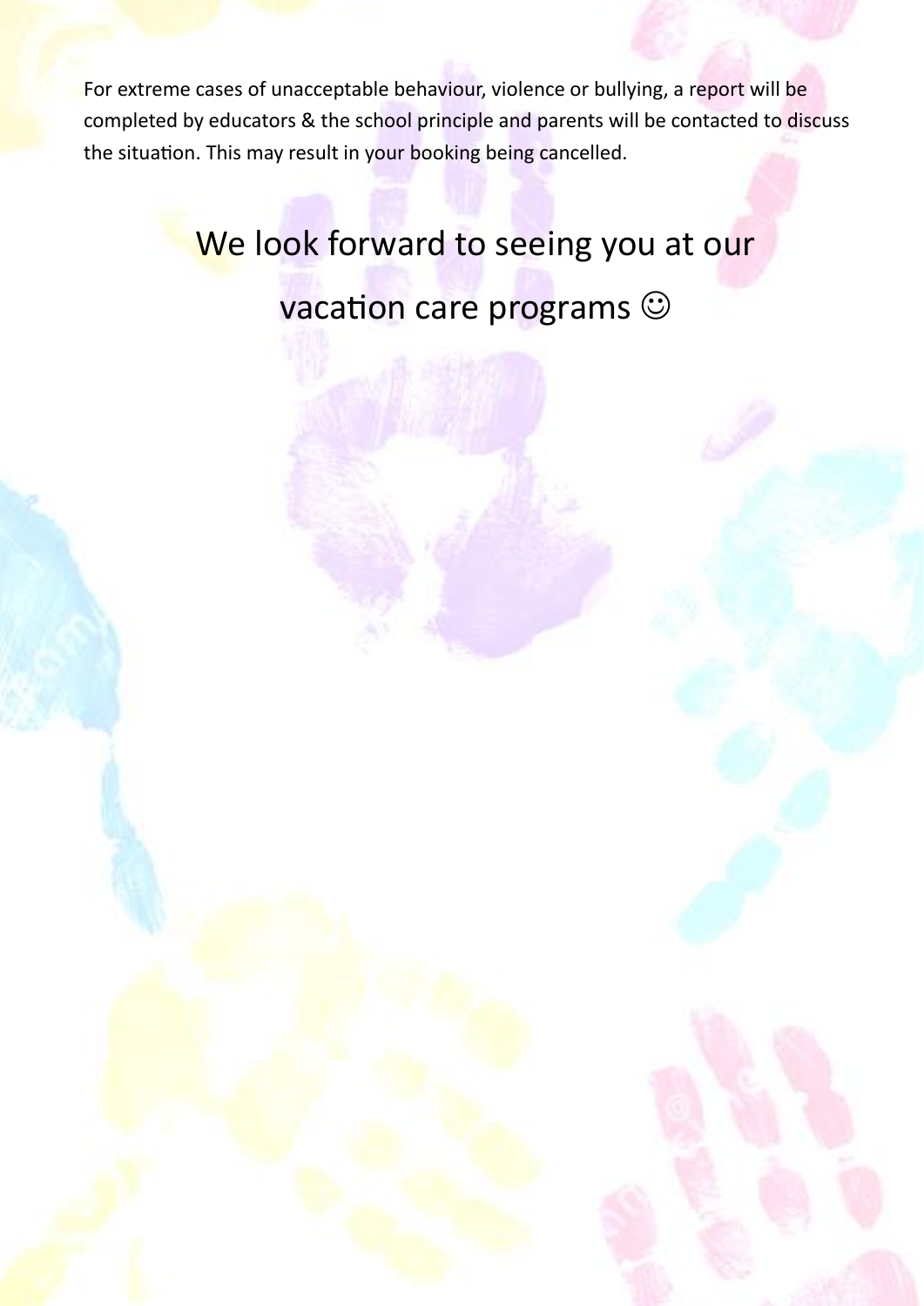For extreme cases of unacceptable behaviour, violence or bullying, a report will be completed by educators & the school principle and parents will be contacted to discuss the situation. This may result in your booking being cancelled.

We look forward to seeing you at our vacation care programs ☺